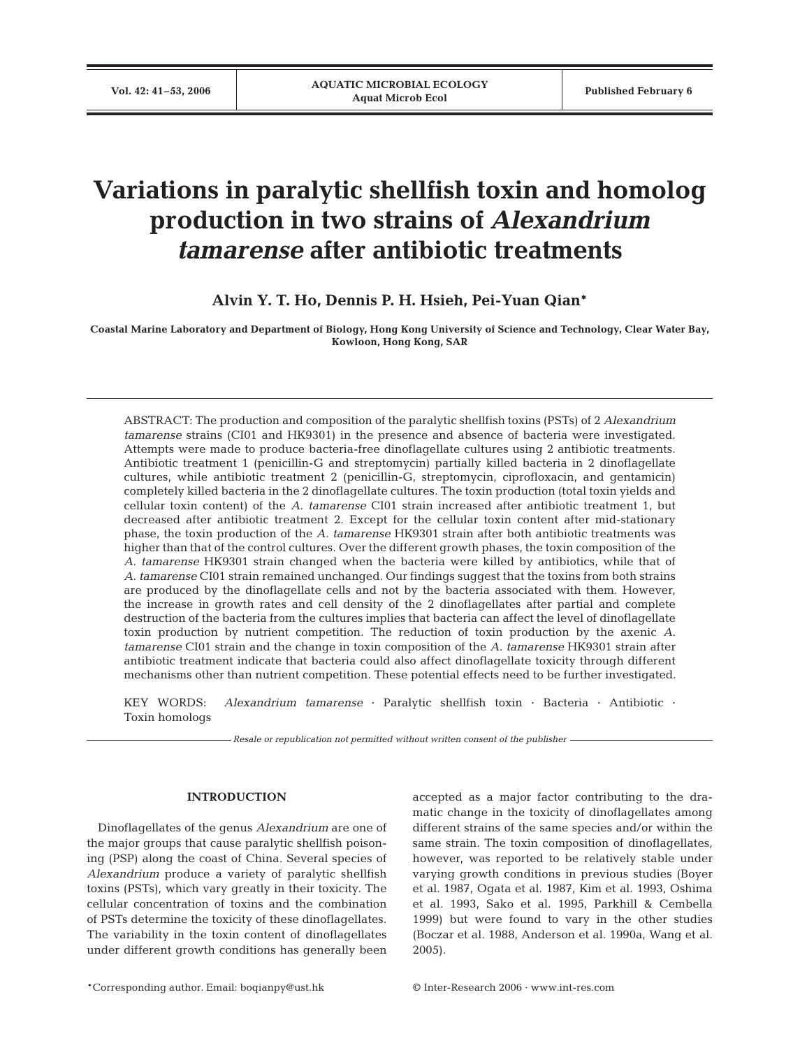# Variations in paralytic shellfish toxin and homolog production in two strains of *Alexandrium tamarense* after antibiotic treatments

**Alvin Y. T. Ho, Dennis P. H. Hsieh, Pei-Yuan Qian***

**Coastal Marine Laboratory and Department of Biology, Hong Kong University of Science and Technology, Clear Water Bay, Kowloon, Hong Kong, SAR**

ABSTRACT: The production and composition of the paralytic shellfish toxins (PSTs) of 2 *Alexandrium tamarense* strains (CI01 and HK9301) in the presence and absence of bacteria were investigated. Attempts were made to produce bacteria-free dinoflagellate cultures using 2 antibiotic treatments. Antibiotic treatment 1 (penicillin-G and streptomycin) partially killed bacteria in 2 dinoflagellate cultures, while antibiotic treatment 2 (penicillin-G, streptomycin, ciprofloxacin, and gentamicin) completely killed bacteria in the 2 dinoflagellate cultures. The toxin production (total toxin yields and cellular toxin content) of the *A. tamarense* CI01 strain increased after antibiotic treatment 1, but decreased after antibiotic treatment 2. Except for the cellular toxin content after mid-stationary phase, the toxin production of the *A. tamarense* HK9301 strain after both antibiotic treatments was higher than that of the control cultures. Over the different growth phases, the toxin composition of the *A. tamarense* HK9301 strain changed when the bacteria were killed by antibiotics, while that of *A. tamarense* CI01 strain remained unchanged. Our findings suggest that the toxins from both strains are produced by the dinoflagellate cells and not by the bacteria associated with them. However, the increase in growth rates and cell density of the 2 dinoflagellates after partial and complete destruction of the bacteria from the cultures implies that bacteria can affect the level of dinoflagellate toxin production by nutrient competition. The reduction of toxin production by the axenic *A. tamarense* CI01 strain and the change in toxin composition of the *A. tamarense* HK9301 strain after antibiotic treatment indicate that bacteria could also affect dinoflagellate toxicity through different mechanisms other than nutrient competition. These potential effects need to be further investigated.

KEY WORDS: *Alexandrium tamarense* · Paralytic shellfish toxin · Bacteria · Antibiotic · Toxin homologs

*Resale or republication not permitted without written consent of the publisher*

## INTRODUCTION

Dinoflagellates of the genus *Alexandrium* are one of the major groups that cause paralytic shellfish poisoning (PSP) along the coast of China. Several species of *Alexandrium* produce a variety of paralytic shellfish toxins (PSTs), which vary greatly in their toxicity. The cellular concentration of toxins and the combination of PSTs determine the toxicity of these dinoflagellates. The variability in the toxin content of dinoflagellates under different growth conditions has generally been accepted as a major factor contributing to the dramatic change in the toxicity of dinoflagellates among different strains of the same species and/or within the same strain. The toxin composition of dinoflagellates, however, was reported to be relatively stable under varying growth conditions in previous studies (Boyer et al. 1987, Ogata et al. 1987, Kim et al. 1993, Oshima et al. 1993, Sako et al. 1995, Parkhill & Cembella 1999) but were found to vary in the other studies (Boczar et al. 1988, Anderson et al. 1990a, Wang et al. 2005).

*Corresponding author. Email: boqianpy@ust.hk

© Inter-Research 2006 · www.int-res.com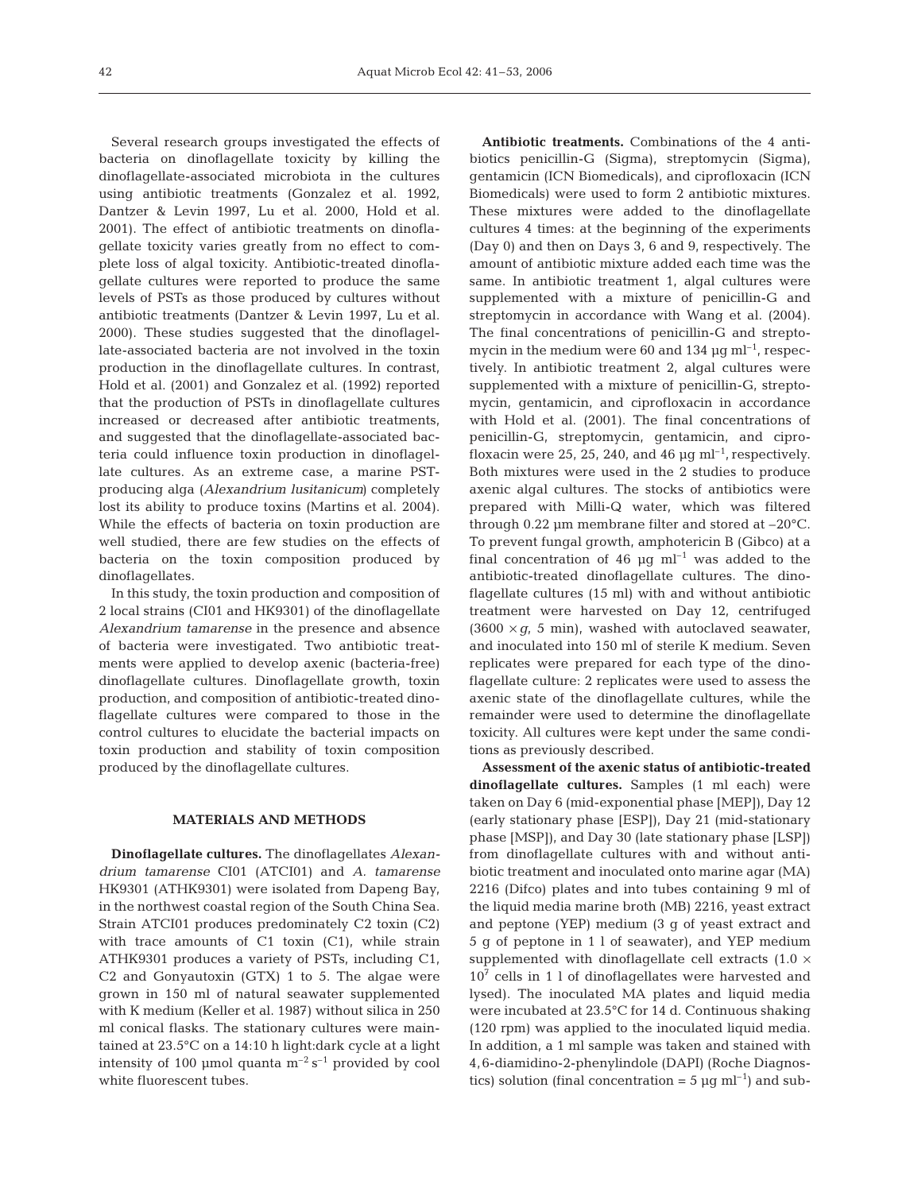Several research groups investigated the effects of bacteria on dinoflagellate toxicity by killing the dinoflagellate-associated microbiota in the cultures using antibiotic treatments (Gonzalez et al. 1992, Dantzer & Levin 1997, Lu et al. 2000, Hold et al. 2001). The effect of antibiotic treatments on dinoflagellate toxicity varies greatly from no effect to complete loss of algal toxicity. Antibiotic-treated dinoflagellate cultures were reported to produce the same levels of PSTs as those produced by cultures without antibiotic treatments (Dantzer & Levin 1997, Lu et al. 2000). These studies suggested that the dinoflagellate-associated bacteria are not involved in the toxin production in the dinoflagellate cultures. In contrast, Hold et al. (2001) and Gonzalez et al. (1992) reported that the production of PSTs in dinoflagellate cultures increased or decreased after antibiotic treatments, and suggested that the dinoflagellate-associated bacteria could influence toxin production in dinoflagellate cultures. As an extreme case, a marine PST-producing alga (*Alexandrium lusitanicum*) completely lost its ability to produce toxins (Martins et al. 2004). While the effects of bacteria on toxin production are well studied, there are few studies on the effects of bacteria on the toxin composition produced by dinoflagellates.

In this study, the toxin production and composition of 2 local strains (CI01 and HK9301) of the dinoflagellate *Alexandrium tamarense* in the presence and absence of bacteria were investigated. Two antibiotic treatments were applied to develop axenic (bacteria-free) dinoflagellate cultures. Dinoflagellate growth, toxin production, and composition of antibiotic-treated dinoflagellate cultures were compared to those in the control cultures to elucidate the bacterial impacts on toxin production and stability of toxin composition produced by the dinoflagellate cultures.

## MATERIALS AND METHODS

**Dinoflagellate cultures.** The dinoflagellates *Alexandrium tamarense* CI01 (ATCI01) and *A. tamarense* HK9301 (ATHK9301) were isolated from Dapeng Bay, in the northwest coastal region of the South China Sea. Strain ATCI01 produces predominately C2 toxin (C2) with trace amounts of C1 toxin (C1), while strain ATHK9301 produces a variety of PSTs, including C1, C2 and Gonyautoxin (GTX) 1 to 5. The algae were grown in 150 ml of natural seawater supplemented with K medium (Keller et al. 1987) without silica in 250 ml conical flasks. The stationary cultures were maintained at 23.5°C on a 14:10 h light:dark cycle at a light intensity of 100 µmol quanta $m^{-2}$ $s^{-1}$ provided by cool white fluorescent tubes.

**Antibiotic treatments.** Combinations of the 4 antibiotics penicillin-G (Sigma), streptomycin (Sigma), gentamicin (ICN Biomedicals), and ciprofloxacin (ICN Biomedicals) were used to form 2 antibiotic mixtures. These mixtures were added to the dinoflagellate cultures 4 times: at the beginning of the experiments (Day 0) and then on Days 3, 6 and 9, respectively. The amount of antibiotic mixture added each time was the same. In antibiotic treatment 1, algal cultures were supplemented with a mixture of penicillin-G and streptomycin in accordance with Wang et al. (2004). The final concentrations of penicillin-G and streptomycin in the medium were 60 and 134 µg $ml^{-1}$, respectively. In antibiotic treatment 2, algal cultures were supplemented with a mixture of penicillin-G, streptomycin, gentamicin, and ciprofloxacin in accordance with Hold et al. (2001). The final concentrations of penicillin-G, streptomycin, gentamicin, and ciprofloxacin were 25, 25, 240, and 46 µg $ml^{-1}$, respectively. Both mixtures were used in the 2 studies to produce axenic algal cultures. The stocks of antibiotics were prepared with Milli-Q water, which was filtered through 0.22 µm membrane filter and stored at –20°C. To prevent fungal growth, amphotericin B (Gibco) at a final concentration of 46 µg $ml^{-1}$ was added to the antibiotic-treated dinoflagellate cultures. The dinoflagellate cultures (15 ml) with and without antibiotic treatment were harvested on Day 12, centrifuged (3600 × *g*, 5 min), washed with autoclaved seawater, and inoculated into 150 ml of sterile K medium. Seven replicates were prepared for each type of the dinoflagellate culture: 2 replicates were used to assess the axenic state of the dinoflagellate cultures, while the remainder were used to determine the dinoflagellate toxicity. All cultures were kept under the same conditions as previously described.

**Assessment of the axenic status of antibiotic-treated dinoflagellate cultures.** Samples (1 ml each) were taken on Day 6 (mid-exponential phase [MEP]), Day 12 (early stationary phase [ESP]), Day 21 (mid-stationary phase [MSP]), and Day 30 (late stationary phase [LSP]) from dinoflagellate cultures with and without antibiotic treatment and inoculated onto marine agar (MA) 2216 (Difco) plates and into tubes containing 9 ml of the liquid media marine broth (MB) 2216, yeast extract and peptone (YEP) medium (3 g of yeast extract and 5 g of peptone in 1 l of seawater), and YEP medium supplemented with dinoflagellate cell extracts (1.0 × $10^7$ cells in 1 l of dinoflagellates were harvested and lysed). The inoculated MA plates and liquid media were incubated at 23.5°C for 14 d. Continuous shaking (120 rpm) was applied to the inoculated liquid media. In addition, a 1 ml sample was taken and stained with 4,6-diamidino-2-phenylindole (DAPI) (Roche Diagnostics) solution (final concentration = 5 µg $ml^{-1}$) and sub-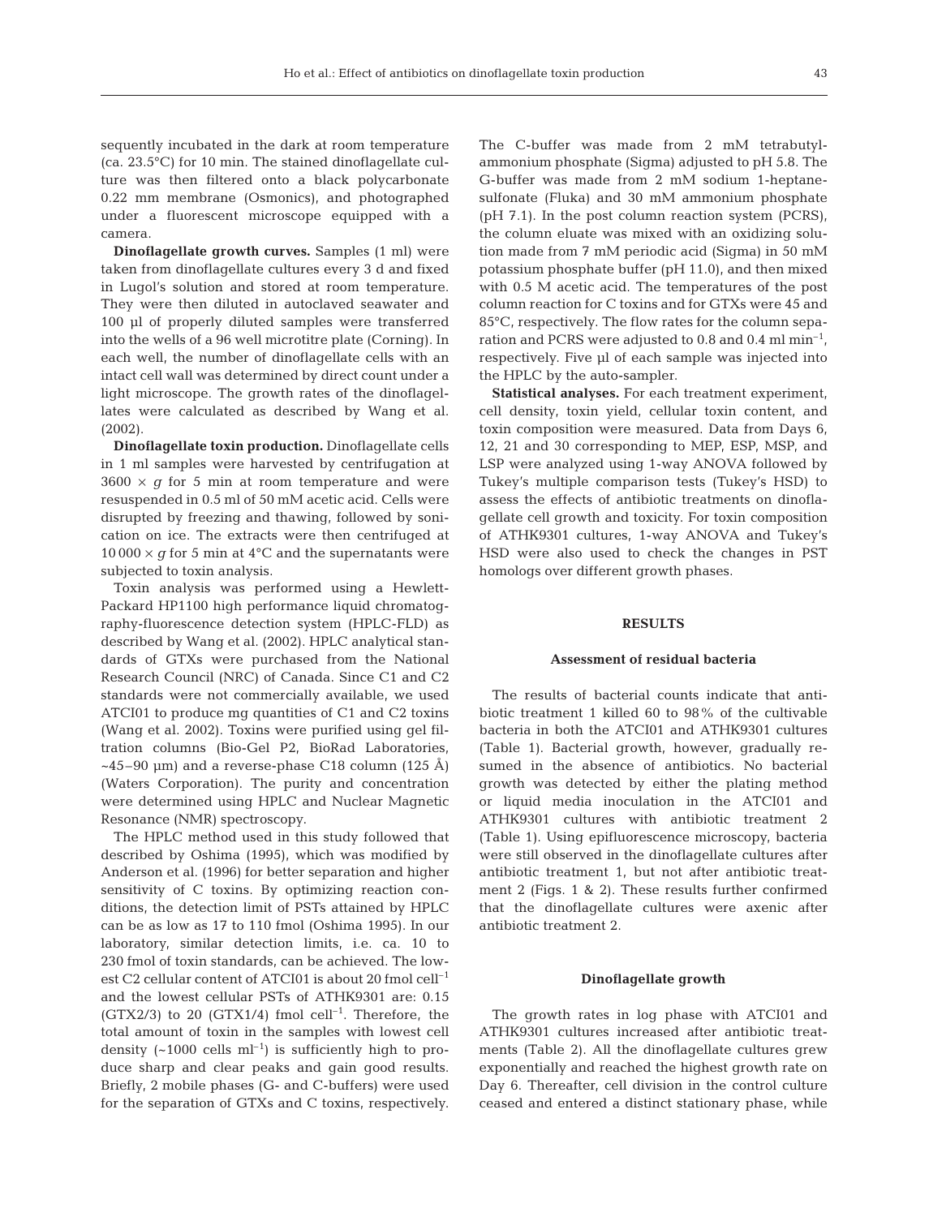sequently incubated in the dark at room temperature (ca. 23.5°C) for 10 min. The stained dinoflagellate culture was then filtered onto a black polycarbonate 0.22 mm membrane (Osmonics), and photographed under a fluorescent microscope equipped with a camera.

**Dinoflagellate growth curves.** Samples (1 ml) were taken from dinoflagellate cultures every 3 d and fixed in Lugol's solution and stored at room temperature. They were then diluted in autoclaved seawater and 100 µl of properly diluted samples were transferred into the wells of a 96 well microtitre plate (Corning). In each well, the number of dinoflagellate cells with an intact cell wall was determined by direct count under a light microscope. The growth rates of the dinoflagellates were calculated as described by Wang et al. (2002).

**Dinoflagellate toxin production.** Dinoflagellate cells in 1 ml samples were harvested by centrifugation at $3600 \times g$ for 5 min at room temperature and were resuspended in 0.5 ml of 50 mM acetic acid. Cells were disrupted by freezing and thawing, followed by sonication on ice. The extracts were then centrifuged at $10\,000 \times g$ for 5 min at 4°C and the supernatants were subjected to toxin analysis.

Toxin analysis was performed using a Hewlett-Packard HP1100 high performance liquid chromatography-fluorescence detection system (HPLC-FLD) as described by Wang et al. (2002). HPLC analytical standards of GTXs were purchased from the National Research Council (NRC) of Canada. Since C1 and C2 standards were not commercially available, we used ATCI01 to produce mg quantities of C1 and C2 toxins (Wang et al. 2002). Toxins were purified using gel filtration columns (Bio-Gel P2, BioRad Laboratories, ~45–90 µm) and a reverse-phase C18 column (125 Å) (Waters Corporation). The purity and concentration were determined using HPLC and Nuclear Magnetic Resonance (NMR) spectroscopy.

The HPLC method used in this study followed that described by Oshima (1995), which was modified by Anderson et al. (1996) for better separation and higher sensitivity of C toxins. By optimizing reaction conditions, the detection limit of PSTs attained by HPLC can be as low as 17 to 110 fmol (Oshima 1995). In our laboratory, similar detection limits, i.e. ca. 10 to 230 fmol of toxin standards, can be achieved. The lowest C2 cellular content of ATCI01 is about 20 fmol cell$^{-1}$ and the lowest cellular PSTs of ATHK9301 are: 0.15 (GTX2/3) to 20 (GTX1/4) fmol cell$^{-1}$. Therefore, the total amount of toxin in the samples with lowest cell density (~1000 cells ml$^{-1}$) is sufficiently high to produce sharp and clear peaks and gain good results. Briefly, 2 mobile phases (G- and C-buffers) were used for the separation of GTXs and C toxins, respectively. The C-buffer was made from 2 mM tetrabutylammonium phosphate (Sigma) adjusted to pH 5.8. The G-buffer was made from 2 mM sodium 1-heptanesulfonate (Fluka) and 30 mM ammonium phosphate (pH 7.1). In the post column reaction system (PCRS), the column eluate was mixed with an oxidizing solution made from 7 mM periodic acid (Sigma) in 50 mM potassium phosphate buffer (pH 11.0), and then mixed with 0.5 M acetic acid. The temperatures of the post column reaction for C toxins and for GTXs were 45 and 85°C, respectively. The flow rates for the column separation and PCRS were adjusted to 0.8 and 0.4 ml min$^{-1}$, respectively. Five µl of each sample was injected into the HPLC by the auto-sampler.

**Statistical analyses.** For each treatment experiment, cell density, toxin yield, cellular toxin content, and toxin composition were measured. Data from Days 6, 12, 21 and 30 corresponding to MEP, ESP, MSP, and LSP were analyzed using 1-way ANOVA followed by Tukey's multiple comparison tests (Tukey's HSD) to assess the effects of antibiotic treatments on dinoflagellate cell growth and toxicity. For toxin composition of ATHK9301 cultures, 1-way ANOVA and Tukey's HSD were also used to check the changes in PST homologs over different growth phases.

## RESULTS

### Assessment of residual bacteria

The results of bacterial counts indicate that antibiotic treatment 1 killed 60 to 98% of the cultivable bacteria in both the ATCI01 and ATHK9301 cultures (Table 1). Bacterial growth, however, gradually resumed in the absence of antibiotics. No bacterial growth was detected by either the plating method or liquid media inoculation in the ATCI01 and ATHK9301 cultures with antibiotic treatment 2 (Table 1). Using epifluorescence microscopy, bacteria were still observed in the dinoflagellate cultures after antibiotic treatment 1, but not after antibiotic treatment 2 (Figs. 1 & 2). These results further confirmed that the dinoflagellate cultures were axenic after antibiotic treatment 2.

### Dinoflagellate growth

The growth rates in log phase with ATCI01 and ATHK9301 cultures increased after antibiotic treatments (Table 2). All the dinoflagellate cultures grew exponentially and reached the highest growth rate on Day 6. Thereafter, cell division in the control culture ceased and entered a distinct stationary phase, while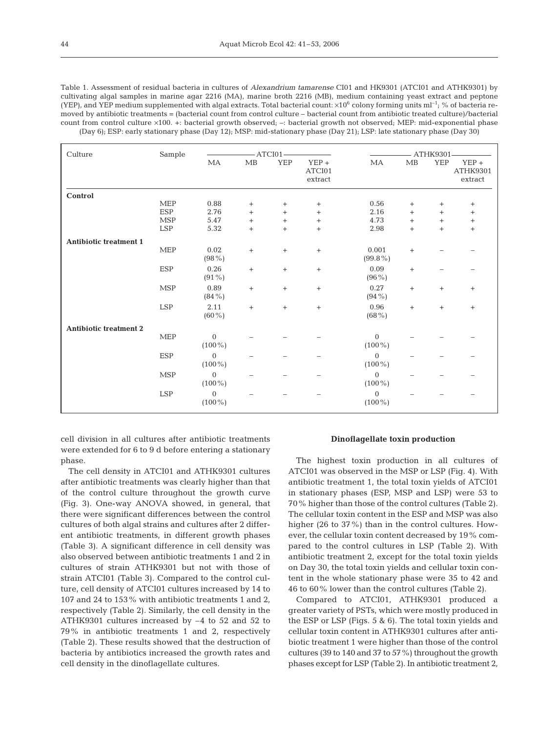Table 1. Assessment of residual bacteria in cultures of *Alexandrium tamarense* CI01 and HK9301 (ATCI01 and ATHK9301) by cultivating algal samples in marine agar 2216 (MA), marine broth 2216 (MB), medium containing yeast extract and peptone (YEP), and YEP medium supplemented with algal extracts. Total bacterial count: $\times10^6$ colony forming units ml$^{-1}$; % of bacteria removed by antibiotic treatments = (bacterial count from control culture – bacterial count from antibiotic treated culture)/bacterial count from control culture ×100. +: bacterial growth observed; –: bacterial growth not observed; MEP: mid-exponential phase (Day 6); ESP: early stationary phase (Day 12); MSP: mid-stationary phase (Day 21); LSP: late stationary phase (Day 30)

| Culture | Sample | ATCI01 | | | | ATHK9301 | | | |
|---|---|---|---|---|---|---|---|---|---|
| | | MA | MB | YEP | YEP + ATCI01 extract | MA | MB | YEP | YEP + ATHK9301 extract |
| **Control** | | | | | | | | | |
| | MEP | 0.88 | + | + | + | 0.56 | + | + | + |
| | ESP | 2.76 | + | + | + | 2.16 | + | + | + |
| | MSP | 5.47 | + | + | + | 4.73 | + | + | + |
| | LSP | 5.32 | + | + | + | 2.98 | + | + | + |
| **Antibiotic treatment 1** | | | | | | | | | |
| | MEP | 0.02 (98%) | + | + | + | 0.001 (99.8%) | + | – | – |
| | ESP | 0.26 (91%) | + | + | + | 0.09 (96%) | + | – | – |
| | MSP | 0.89 (84%) | + | + | + | 0.27 (94%) | + | + | + |
| | LSP | 2.11 (60%) | + | + | + | 0.96 (68%) | + | + | + |
| **Antibiotic treatment 2** | | | | | | | | | |
| | MEP | 0 (100%) | – | – | – | 0 (100%) | – | – | – |
| | ESP | 0 (100%) | – | – | – | 0 (100%) | – | – | – |
| | MSP | 0 (100%) | – | – | – | 0 (100%) | – | – | – |
| | LSP | 0 (100%) | – | – | – | 0 (100%) | – | – | – |

cell division in all cultures after antibiotic treatments were extended for 6 to 9 d before entering a stationary phase.

The cell density in ATCI01 and ATHK9301 cultures after antibiotic treatments was clearly higher than that of the control culture throughout the growth curve (Fig. 3). One-way ANOVA showed, in general, that there were significant differences between the control cultures of both algal strains and cultures after 2 different antibiotic treatments, in different growth phases (Table 3). A significant difference in cell density was also observed between antibiotic treatments 1 and 2 in cultures of strain ATHK9301 but not with those of strain ATCI01 (Table 3). Compared to the control culture, cell density of ATCI01 cultures increased by 14 to 107 and 24 to 153% with antibiotic treatments 1 and 2, respectively (Table 2). Similarly, the cell density in the ATHK9301 cultures increased by –4 to 52 and 52 to 79% in antibiotic treatments 1 and 2, respectively (Table 2). These results showed that the destruction of bacteria by antibiotics increased the growth rates and cell density in the dinoflagellate cultures.

### Dinoflagellate toxin production

The highest toxin production in all cultures of ATCI01 was observed in the MSP or LSP (Fig. 4). With antibiotic treatment 1, the total toxin yields of ATCI01 in stationary phases (ESP, MSP and LSP) were 53 to 70% higher than those of the control cultures (Table 2). The cellular toxin content in the ESP and MSP was also higher (26 to 37%) than in the control cultures. However, the cellular toxin content decreased by 19% compared to the control cultures in LSP (Table 2). With antibiotic treatment 2, except for the total toxin yields on Day 30, the total toxin yields and cellular toxin content in the whole stationary phase were 35 to 42 and 46 to 60% lower than the control cultures (Table 2).

Compared to ATCI01, ATHK9301 produced a greater variety of PSTs, which were mostly produced in the ESP or LSP (Figs. 5 & 6). The total toxin yields and cellular toxin content in ATHK9301 cultures after antibiotic treatment 1 were higher than those of the control cultures (39 to 140 and 37 to 57%) throughout the growth phases except for LSP (Table 2). In antibiotic treatment 2,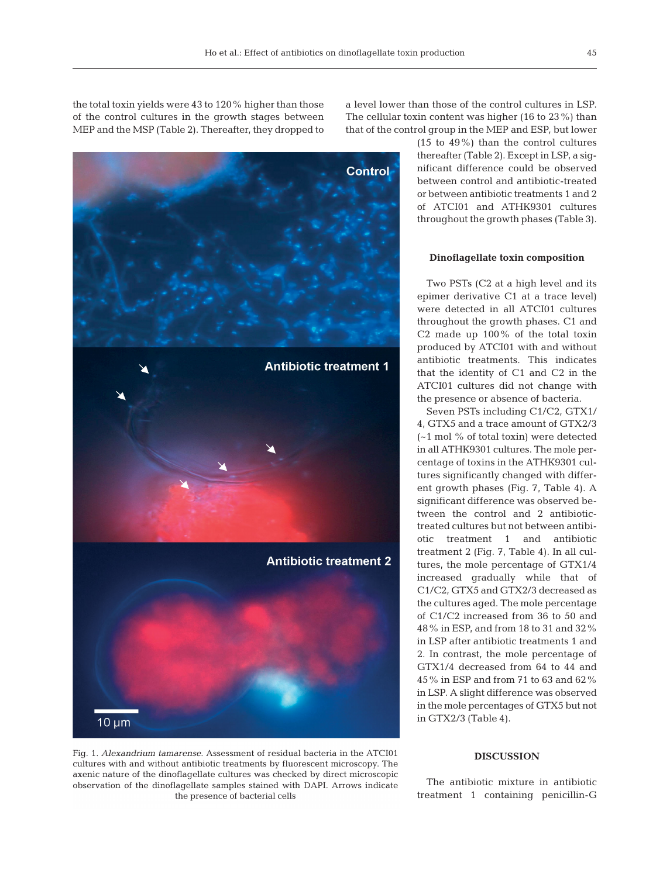the total toxin yields were 43 to 120% higher than those of the control cultures in the growth stages between MEP and the MSP (Table 2). Thereafter, they dropped to a level lower than those of the control cultures in LSP. The cellular toxin content was higher (16 to 23%) than that of the control group in the MEP and ESP, but lower (15 to 49%) than the control cultures thereafter (Table 2). Except in LSP, a significant difference could be observed between control and antibiotic-treated or between antibiotic treatments 1 and 2 of ATCI01 and ATHK9301 cultures throughout the growth phases (Table 3).

Fig. 1. *Alexandrium tamarense.* Assessment of residual bacteria in the ATCI01 cultures with and without antibiotic treatments by fluorescent microscopy. The axenic nature of the dinoflagellate cultures was checked by direct microscopic observation of the dinoflagellate samples stained with DAPI. Arrows indicate the presence of bacterial cells

### Dinoflagellate toxin composition

Two PSTs (C2 at a high level and its epimer derivative C1 at a trace level) were detected in all ATCI01 cultures throughout the growth phases. C1 and C2 made up 100% of the total toxin produced by ATCI01 with and without antibiotic treatments. This indicates that the identity of C1 and C2 in the ATCI01 cultures did not change with the presence or absence of bacteria.

Seven PSTs including C1/C2, GTX1/4, GTX5 and a trace amount of GTX2/3 (~1 mol % of total toxin) were detected in all ATHK9301 cultures. The mole percentage of toxins in the ATHK9301 cultures significantly changed with different growth phases (Fig. 7, Table 4). A significant difference was observed between the control and 2 antibiotic-treated cultures but not between antibiotic treatment 1 and antibiotic treatment 2 (Fig. 7, Table 4). In all cultures, the mole percentage of GTX1/4 increased gradually while that of C1/C2, GTX5 and GTX2/3 decreased as the cultures aged. The mole percentage of C1/C2 increased from 36 to 50 and 48% in ESP, and from 18 to 31 and 32% in LSP after antibiotic treatments 1 and 2. In contrast, the mole percentage of GTX1/4 decreased from 64 to 44 and 45% in ESP and from 71 to 63 and 62% in LSP. A slight difference was observed in the mole percentages of GTX5 but not in GTX2/3 (Table 4).

## DISCUSSION

The antibiotic mixture in antibiotic treatment 1 containing penicillin-G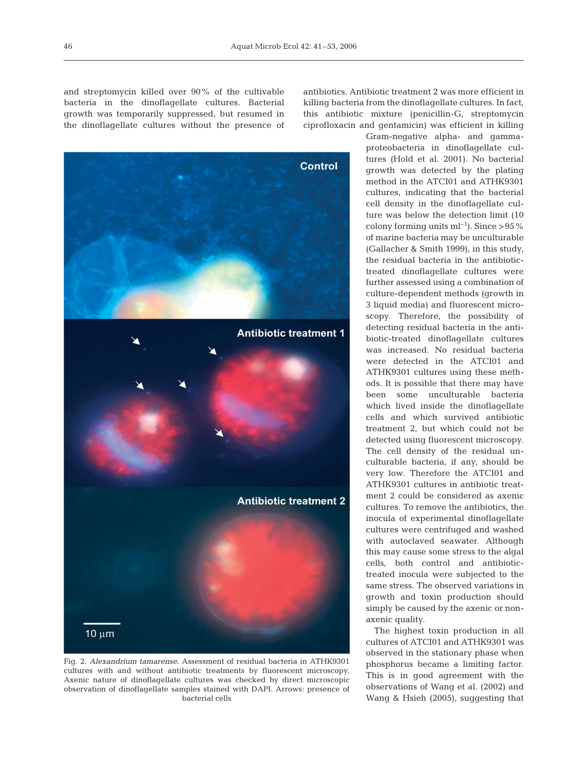and streptomycin killed over 90% of the cultivable bacteria in the dinoflagellate cultures. Bacterial growth was temporarily suppressed, but resumed in the dinoflagellate cultures without the presence of antibiotics. Antibiotic treatment 2 was more efficient in killing bacteria from the dinoflagellate cultures. In fact, this antibiotic mixture (penicillin-G, streptomycin ciprofloxacin and gentamicin) was efficient in killing Gram-negative alpha- and gamma-proteobacteria in dinoflagellate cultures (Hold et al. 2001). No bacterial growth was detected by the plating method in the ATCI01 and ATHK9301 cultures, indicating that the bacterial cell density in the dinoflagellate culture was below the detection limit (10 colony forming units $ml^{-1}$). Since >95% of marine bacteria may be unculturable (Gallacher & Smith 1999), in this study, the residual bacteria in the antibiotic-treated dinoflagellate cultures were further assessed using a combination of culture-dependent methods (growth in 3 liquid media) and fluorescent microscopy. Therefore, the possibility of detecting residual bacteria in the antibiotic-treated dinoflagellate cultures was increased. No residual bacteria were detected in the ATCI01 and ATHK9301 cultures using these methods. It is possible that there may have been some unculturable bacteria which lived inside the dinoflagellate cells and which survived antibiotic treatment 2, but which could not be detected using fluorescent microscopy. The cell density of the residual unculturable bacteria, if any, should be very low. Therefore the ATCI01 and ATHK9301 cultures in antibiotic treatment 2 could be considered as axenic cultures. To remove the antibiotics, the inocula of experimental dinoflagellate cultures were centrifuged and washed with autoclaved seawater. Although this may cause some stress to the algal cells, both control and antibiotic-treated inocula were subjected to the same stress. The observed variations in growth and toxin production should simply be caused by the axenic or non-axenic quality.

Fig. 2. *Alexandrium tamarense*. Assessment of residual bacteria in ATHK9301 cultures with and without antibiotic treatments by fluorescent microscopy. Axenic nature of dinoflagellate cultures was checked by direct microscopic observation of dinoflagellate samples stained with DAPI. Arrows: presence of bacterial cells

The highest toxin production in all cultures of ATCI01 and ATHK9301 was observed in the stationary phase when phosphorus became a limiting factor. This is in good agreement with the observations of Wang et al. (2002) and Wang & Hsieh (2005), suggesting that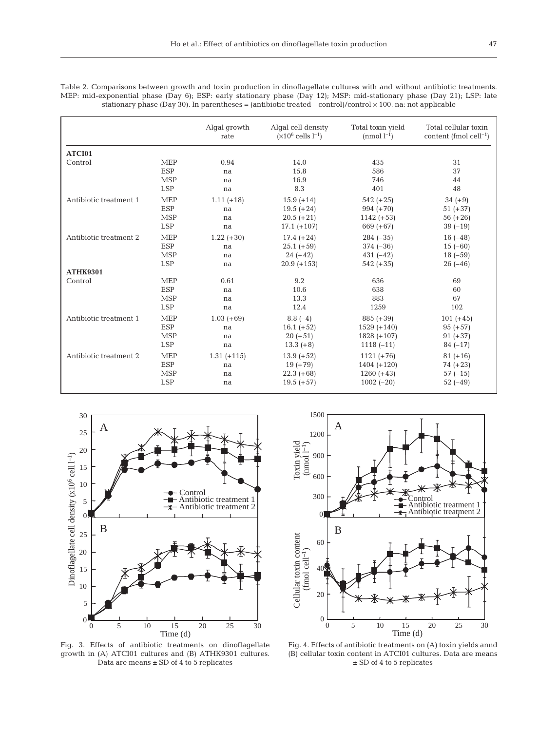Table 2. Comparisons between growth and toxin production in dinoflagellate cultures with and without antibiotic treatments. MEP: mid-exponential phase (Day 6); ESP: early stationary phase (Day 12); MSP: mid-stationary phase (Day 21); LSP: late stationary phase (Day 30). In parentheses = (antibiotic treated – control)/control × 100. na: not applicable

| | | Algal growth rate | Algal cell density ($\times 10^6$ cells $l^{-1}$) | Total toxin yield (nmol $l^{-1}$) | Total cellular toxin content (fmol cell$^{-1}$) |
|---|---|---|---|---|---|
| **ATCI01** | | | | | |
| Control | MEP | 0.94 | 14.0 | 435 | 31 |
| | ESP | na | 15.8 | 586 | 37 |
| | MSP | na | 16.9 | 746 | 44 |
| | LSP | na | 8.3 | 401 | 48 |
| Antibiotic treatment 1 | MEP | 1.11 (+18) | 15.9 (+14) | 542 (+25) | 34 (+9) |
| | ESP | na | 19.5 (+24) | 994 (+70) | 51 (+37) |
| | MSP | na | 20.5 (+21) | 1142 (+53) | 56 (+26) |
| | LSP | na | 17.1 (+107) | 669 (+67) | 39 (–19) |
| Antibiotic treatment 2 | MEP | 1.22 (+30) | 17.4 (+24) | 284 (–35) | 16 (–48) |
| | ESP | na | 25.1 (+59) | 374 (–36) | 15 (–60) |
| | MSP | na | 24 (+42) | 431 (–42) | 18 (–59) |
| | LSP | na | 20.9 (+153) | 542 (+35) | 26 (–46) |
| **ATHK9301** | | | | | |
| Control | MEP | 0.61 | 9.2 | 636 | 69 |
| | ESP | na | 10.6 | 638 | 60 |
| | MSP | na | 13.3 | 883 | 67 |
| | LSP | na | 12.4 | 1259 | 102 |
| Antibiotic treatment 1 | MEP | 1.03 (+69) | 8.8 (–4) | 885 (+39) | 101 (+45) |
| | ESP | na | 16.1 (+52) | 1529 (+140) | 95 (+57) |
| | MSP | na | 20 (+51) | 1828 (+107) | 91 (+37) |
| | LSP | na | 13.3 (+8) | 1118 (–11) | 84 (–17) |
| Antibiotic treatment 2 | MEP | 1.31 (+115) | 13.9 (+52) | 1121 (+76) | 81 (+16) |
| | ESP | na | 19 (+79) | 1404 (+120) | 74 (+23) |
| | MSP | na | 22.3 (+68) | 1260 (+43) | 57 (–15) |
| | LSP | na | 19.5 (+57) | 1002 (–20) | 52 (–49) |

Fig. 3. Effects of antibiotic treatments on dinoflagellate growth in (A) ATCI01 cultures and (B) ATHK9301 cultures. Data are means ± SD of 4 to 5 replicates

Fig. 4. Effects of antibiotic treatments on (A) toxin yields annd (B) cellular toxin content in ATCI01 cultures. Data are means ± SD of 4 to 5 replicates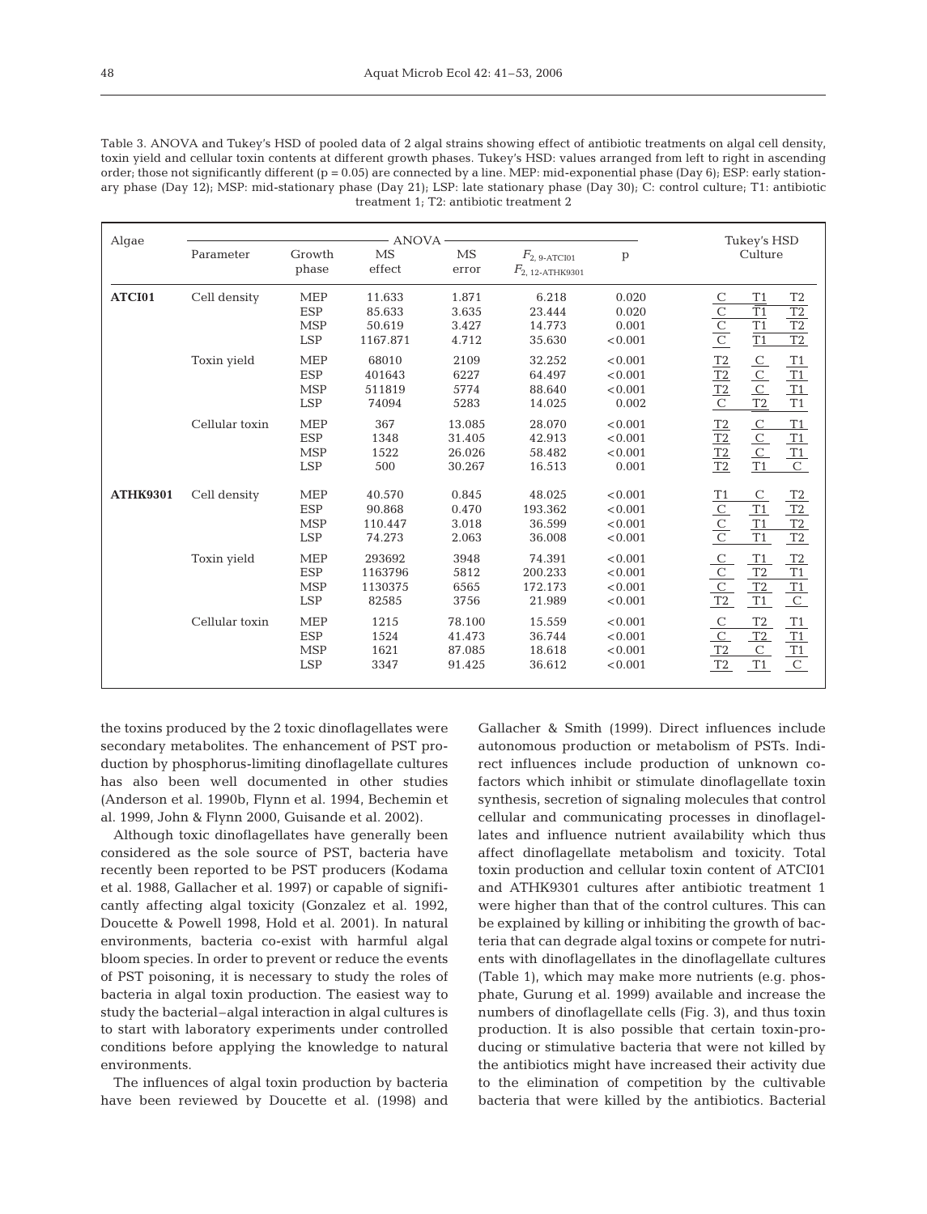Table 3. ANOVA and Tukey's HSD of pooled data of 2 algal strains showing effect of antibiotic treatments on algal cell density, toxin yield and cellular toxin contents at different growth phases. Tukey's HSD: values arranged from left to right in ascending order; those not significantly different (p = 0.05) are connected by a line. MEP: mid-exponential phase (Day 6); ESP: early stationary phase (Day 12); MSP: mid-stationary phase (Day 21); LSP: late stationary phase (Day 30); C: control culture; T1: antibiotic treatment 1; T2: antibiotic treatment 2

| Algae | Parameter | Growth phase | ANOVA MS effect | MS error | $F_{2, 9\text{-ATCI01}}$ $F_{2, 12\text{-ATHK9301}}$ | p | Tukey's HSD Culture | | |
|---|---|---|---|---|---|---|---|---|---|
| **ATCI01** | Cell density | MEP | 11.633 | 1.871 | 6.218 | 0.020 | C | T1 | T2 |
| | | ESP | 85.633 | 3.635 | 23.444 | 0.020 | C | T1 | T2 |
| | | MSP | 50.619 | 3.427 | 14.773 | 0.001 | C | T1 | T2 |
| | | LSP | 1167.871 | 4.712 | 35.630 | <0.001 | C | T1 | T2 |
| | Toxin yield | MEP | 68010 | 2109 | 32.252 | <0.001 | T2 | C | T1 |
| | | ESP | 401643 | 6227 | 64.497 | <0.001 | T2 | C | T1 |
| | | MSP | 511819 | 5774 | 88.640 | <0.001 | T2 | C | T1 |
| | | LSP | 74094 | 5283 | 14.025 | 0.002 | C | T2 | T1 |
| | Cellular toxin | MEP | 367 | 13.085 | 28.070 | <0.001 | T2 | C | T1 |
| | | ESP | 1348 | 31.405 | 42.913 | <0.001 | T2 | C | T1 |
| | | MSP | 1522 | 26.026 | 58.482 | <0.001 | T2 | C | T1 |
| | | LSP | 500 | 30.267 | 16.513 | 0.001 | T2 | T1 | C |
| **ATHK9301** | Cell density | MEP | 40.570 | 0.845 | 48.025 | <0.001 | T1 | C | T2 |
| | | ESP | 90.868 | 0.470 | 193.362 | <0.001 | C | T1 | T2 |
| | | MSP | 110.447 | 3.018 | 36.599 | <0.001 | C | T1 | T2 |
| | | LSP | 74.273 | 2.063 | 36.008 | <0.001 | C | T1 | T2 |
| | Toxin yield | MEP | 293692 | 3948 | 74.391 | <0.001 | C | T1 | T2 |
| | | ESP | 1163796 | 5812 | 200.233 | <0.001 | C | T2 | T1 |
| | | MSP | 1130375 | 6565 | 172.173 | <0.001 | C | T2 | T1 |
| | | LSP | 82585 | 3756 | 21.989 | <0.001 | T2 | T1 | C |
| | Cellular toxin | MEP | 1215 | 78.100 | 15.559 | <0.001 | C | T2 | T1 |
| | | ESP | 1524 | 41.473 | 36.744 | <0.001 | C | T2 | T1 |
| | | MSP | 1621 | 87.085 | 18.618 | <0.001 | T2 | C | T1 |
| | | LSP | 3347 | 91.425 | 36.612 | <0.001 | T2 | T1 | C |

the toxins produced by the 2 toxic dinoflagellates were secondary metabolites. The enhancement of PST production by phosphorus-limiting dinoflagellate cultures has also been well documented in other studies (Anderson et al. 1990b, Flynn et al. 1994, Bechemin et al. 1999, John & Flynn 2000, Guisande et al. 2002).

Although toxic dinoflagellates have generally been considered as the sole source of PST, bacteria have recently been reported to be PST producers (Kodama et al. 1988, Gallacher et al. 1997) or capable of significantly affecting algal toxicity (Gonzalez et al. 1992, Doucette & Powell 1998, Hold et al. 2001). In natural environments, bacteria co-exist with harmful algal bloom species. In order to prevent or reduce the events of PST poisoning, it is necessary to study the roles of bacteria in algal toxin production. The easiest way to study the bacterial–algal interaction in algal cultures is to start with laboratory experiments under controlled conditions before applying the knowledge to natural environments.

The influences of algal toxin production by bacteria have been reviewed by Doucette et al. (1998) and Gallacher & Smith (1999). Direct influences include autonomous production or metabolism of PSTs. Indirect influences include production of unknown cofactors which inhibit or stimulate dinoflagellate toxin synthesis, secretion of signaling molecules that control cellular and communicating processes in dinoflagellates and influence nutrient availability which thus affect dinoflagellate metabolism and toxicity. Total toxin production and cellular toxin content of ATCI01 and ATHK9301 cultures after antibiotic treatment 1 were higher than that of the control cultures. This can be explained by killing or inhibiting the growth of bacteria that can degrade algal toxins or compete for nutrients with dinoflagellates in the dinoflagellate cultures (Table 1), which may make more nutrients (e.g. phosphate, Gurung et al. 1999) available and increase the numbers of dinoflagellate cells (Fig. 3), and thus toxin production. It is also possible that certain toxin-producing or stimulative bacteria that were not killed by the antibiotics might have increased their activity due to the elimination of competition by the cultivable bacteria that were killed by the antibiotics. Bacterial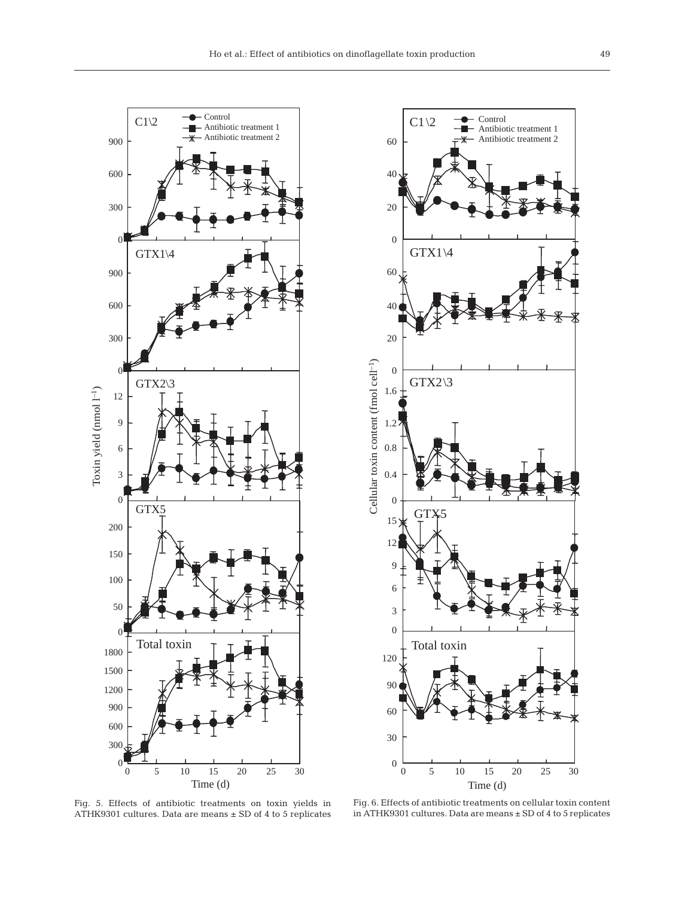Fig. 5. Effects of antibiotic treatments on toxin yields in ATHK9301 cultures. Data are means ± SD of 4 to 5 replicates

Fig. 6. Effects of antibiotic treatments on cellular toxin content in ATHK9301 cultures. Data are means ± SD of 4 to 5 replicates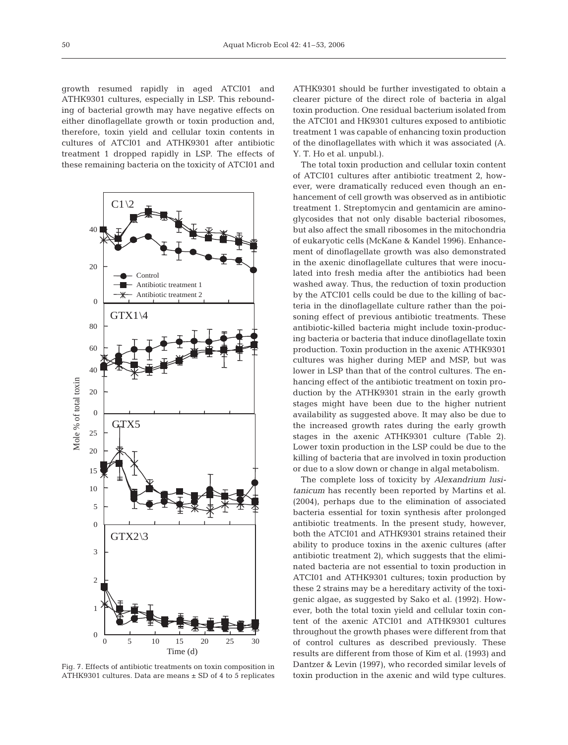growth resumed rapidly in aged ATCI01 and ATHK9301 cultures, especially in LSP. This rebounding of bacterial growth may have negative effects on either dinoflagellate growth or toxin production and, therefore, toxin yield and cellular toxin contents in cultures of ATCI01 and ATHK9301 after antibiotic treatment 1 dropped rapidly in LSP. The effects of these remaining bacteria on the toxicity of ATCI01 and ATHK9301 should be further investigated to obtain a clearer picture of the direct role of bacteria in algal toxin production. One residual bacterium isolated from the ATCI01 and HK9301 cultures exposed to antibiotic treatment 1 was capable of enhancing toxin production of the dinoflagellates with which it was associated (A. Y. T. Ho et al. unpubl.).

Fig. 7. Effects of antibiotic treatments on toxin composition in ATHK9301 cultures. Data are means ± SD of 4 to 5 replicates

The total toxin production and cellular toxin content of ATCI01 cultures after antibiotic treatment 2, however, were dramatically reduced even though an enhancement of cell growth was observed as in antibiotic treatment 1. Streptomycin and gentamicin are aminoglycosides that not only disable bacterial ribosomes, but also affect the small ribosomes in the mitochondria of eukaryotic cells (McKane & Kandel 1996). Enhancement of dinoflagellate growth was also demonstrated in the axenic dinoflagellate cultures that were inoculated into fresh media after the antibiotics had been washed away. Thus, the reduction of toxin production by the ATCI01 cells could be due to the killing of bacteria in the dinoflagellate culture rather than the poisoning effect of previous antibiotic treatments. These antibiotic-killed bacteria might include toxin-producing bacteria or bacteria that induce dinoflagellate toxin production. Toxin production in the axenic ATHK9301 cultures was higher during MEP and MSP, but was lower in LSP than that of the control cultures. The enhancing effect of the antibiotic treatment on toxin production by the ATHK9301 strain in the early growth stages might have been due to the higher nutrient availability as suggested above. It may also be due to the increased growth rates during the early growth stages in the axenic ATHK9301 culture (Table 2). Lower toxin production in the LSP could be due to the killing of bacteria that are involved in toxin production or due to a slow down or change in algal metabolism.

The complete loss of toxicity by *Alexandrium lusitanicum* has recently been reported by Martins et al. (2004), perhaps due to the elimination of associated bacteria essential for toxin synthesis after prolonged antibiotic treatments. In the present study, however, both the ATCI01 and ATHK9301 strains retained their ability to produce toxins in the axenic cultures (after antibiotic treatment 2), which suggests that the eliminated bacteria are not essential to toxin production in ATCI01 and ATHK9301 cultures; toxin production by these 2 strains may be a hereditary activity of the toxigenic algae, as suggested by Sako et al. (1992). However, both the total toxin yield and cellular toxin content of the axenic ATCI01 and ATHK9301 cultures throughout the growth phases were different from that of control cultures as described previously. These results are different from those of Kim et al. (1993) and Dantzer & Levin (1997), who recorded similar levels of toxin production in the axenic and wild type cultures.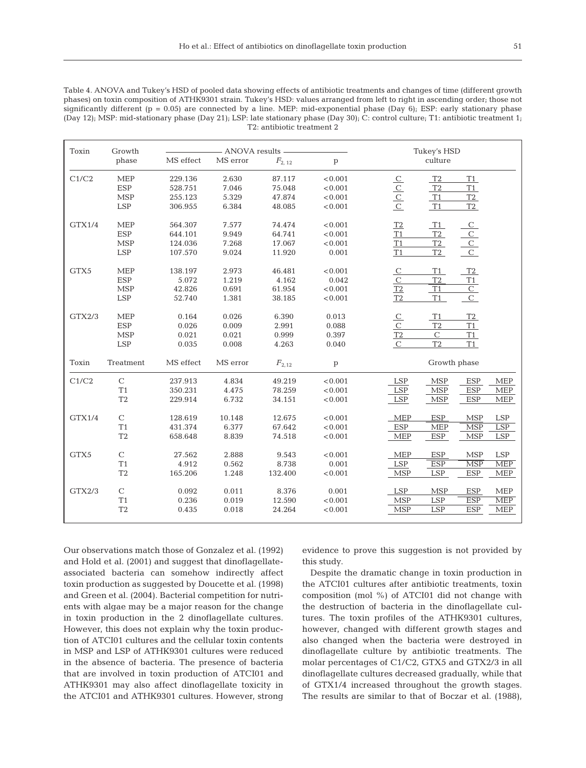Table 4. ANOVA and Tukey's HSD of pooled data showing effects of antibiotic treatments and changes of time (different growth phases) on toxin composition of ATHK9301 strain. Tukey's HSD: values arranged from left to right in ascending order; those not significantly different (p = 0.05) are connected by a line. MEP: mid-exponential phase (Day 6); ESP: early stationary phase (Day 12); MSP: mid-stationary phase (Day 21); LSP: late stationary phase (Day 30); C: control culture; T1: antibiotic treatment 1; T2: antibiotic treatment 2

| Toxin | Growth phase | ANOVA results: MS effect | MS error | $F_{2,12}$ | p | Tukey's HSD culture | | |
|---|---|---|---|---|---|---|---|---|
| C1/C2 | MEP | 229.136 | 2.630 | 87.117 | <0.001 | C | T2 | T1 |
| | ESP | 528.751 | 7.046 | 75.048 | <0.001 | C | T2 | T1 |
| | MSP | 255.123 | 5.329 | 47.874 | <0.001 | C | T1 | T2 |
| | LSP | 306.955 | 6.384 | 48.085 | <0.001 | C | T1 | T2 |
| GTX1/4 | MEP | 564.307 | 7.577 | 74.474 | <0.001 | T2 | T1 | C |
| | ESP | 644.101 | 9.949 | 64.741 | <0.001 | T1 | T2 | C |
| | MSP | 124.036 | 7.268 | 17.067 | <0.001 | T1 | T2 | C |
| | LSP | 107.570 | 9.024 | 11.920 | 0.001 | T1 | T2 | C |
| GTX5 | MEP | 138.197 | 2.973 | 46.481 | <0.001 | C | T1 | T2 |
| | ESP | 5.072 | 1.219 | 4.162 | 0.042 | C | T2 | T1 |
| | MSP | 42.826 | 0.691 | 61.954 | <0.001 | T2 | T1 | C |
| | LSP | 52.740 | 1.381 | 38.185 | <0.001 | T2 | T1 | C |
| GTX2/3 | MEP | 0.164 | 0.026 | 6.390 | 0.013 | C | T1 | T2 |
| | ESP | 0.026 | 0.009 | 2.991 | 0.088 | C | T2 | T1 |
| | MSP | 0.021 | 0.021 | 0.999 | 0.397 | T2 | C | T1 |
| | LSP | 0.035 | 0.008 | 4.263 | 0.040 | C | T2 | T1 |

| Toxin | Treatment | MS effect | MS error | $F_{2,12}$ | p | Growth phase | | | |
|---|---|---|---|---|---|---|---|---|---|
| C1/C2 | C | 237.913 | 4.834 | 49.219 | <0.001 | LSP | MSP | ESP | MEP |
| | T1 | 350.231 | 4.475 | 78.259 | <0.001 | LSP | MSP | ESP | MEP |
| | T2 | 229.914 | 6.732 | 34.151 | <0.001 | LSP | MSP | ESP | MEP |
| GTX1/4 | C | 128.619 | 10.148 | 12.675 | <0.001 | MEP | ESP | MSP | LSP |
| | T1 | 431.374 | 6.377 | 67.642 | <0.001 | ESP | MEP | MSP | LSP |
| | T2 | 658.648 | 8.839 | 74.518 | <0.001 | MEP | ESP | MSP | LSP |
| GTX5 | C | 27.562 | 2.888 | 9.543 | <0.001 | MEP | ESP | MSP | LSP |
| | T1 | 4.912 | 0.562 | 8.738 | 0.001 | LSP | ESP | MSP | MEP |
| | T2 | 165.206 | 1.248 | 132.400 | <0.001 | MSP | LSP | ESP | MEP |
| GTX2/3 | C | 0.092 | 0.011 | 8.376 | 0.001 | LSP | MSP | ESP | MEP |
| | T1 | 0.236 | 0.019 | 12.590 | <0.001 | MSP | LSP | ESP | MEP |
| | T2 | 0.435 | 0.018 | 24.264 | <0.001 | MSP | LSP | ESP | MEP |

Our observations match those of Gonzalez et al. (1992) and Hold et al. (2001) and suggest that dinoflagellate-associated bacteria can somehow indirectly affect toxin production as suggested by Doucette et al. (1998) and Green et al. (2004). Bacterial competition for nutrients with algae may be a major reason for the change in toxin production in the 2 dinoflagellate cultures. However, this does not explain why the toxin production of ATCI01 cultures and the cellular toxin contents in MSP and LSP of ATHK9301 cultures were reduced in the absence of bacteria. The presence of bacteria that are involved in toxin production of ATCI01 and ATHK9301 may also affect dinoflagellate toxicity in the ATCI01 and ATHK9301 cultures. However, strong evidence to prove this suggestion is not provided by this study.

Despite the dramatic change in toxin production in the ATCI01 cultures after antibiotic treatments, toxin composition (mol %) of ATCI01 did not change with the destruction of bacteria in the dinoflagellate cultures. The toxin profiles of the ATHK9301 cultures, however, changed with different growth stages and also changed when the bacteria were destroyed in dinoflagellate culture by antibiotic treatments. The molar percentages of C1/C2, GTX5 and GTX2/3 in all dinoflagellate cultures decreased gradually, while that of GTX1/4 increased throughout the growth stages. The results are similar to that of Boczar et al. (1988),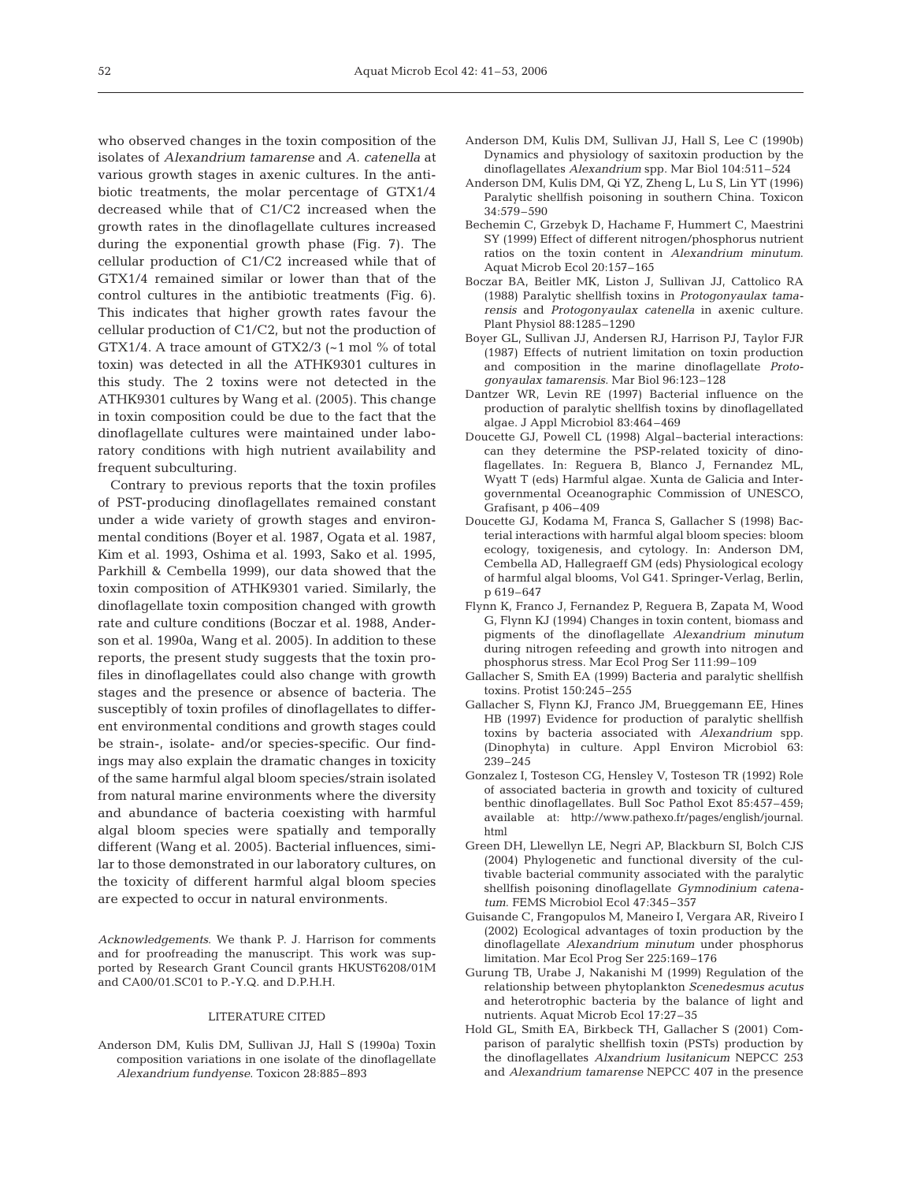who observed changes in the toxin composition of the isolates of *Alexandrium tamarense* and *A. catenella* at various growth stages in axenic cultures. In the antibiotic treatments, the molar percentage of GTX1/4 decreased while that of C1/C2 increased when the growth rates in the dinoflagellate cultures increased during the exponential growth phase (Fig. 7). The cellular production of C1/C2 increased while that of GTX1/4 remained similar or lower than that of the control cultures in the antibiotic treatments (Fig. 6). This indicates that higher growth rates favour the cellular production of C1/C2, but not the production of GTX1/4. A trace amount of GTX2/3 (~1 mol % of total toxin) was detected in all the ATHK9301 cultures in this study. The 2 toxins were not detected in the ATHK9301 cultures by Wang et al. (2005). This change in toxin composition could be due to the fact that the dinoflagellate cultures were maintained under laboratory conditions with high nutrient availability and frequent subculturing.

Contrary to previous reports that the toxin profiles of PST-producing dinoflagellates remained constant under a wide variety of growth stages and environmental conditions (Boyer et al. 1987, Ogata et al. 1987, Kim et al. 1993, Oshima et al. 1993, Sako et al. 1995, Parkhill & Cembella 1999), our data showed that the toxin composition of ATHK9301 varied. Similarly, the dinoflagellate toxin composition changed with growth rate and culture conditions (Boczar et al. 1988, Anderson et al. 1990a, Wang et al. 2005). In addition to these reports, the present study suggests that the toxin profiles in dinoflagellates could also change with growth stages and the presence or absence of bacteria. The susceptibly of toxin profiles of dinoflagellates to different environmental conditions and growth stages could be strain-, isolate- and/or species-specific. Our findings may also explain the dramatic changes in toxicity of the same harmful algal bloom species/strain isolated from natural marine environments where the diversity and abundance of bacteria coexisting with harmful algal bloom species were spatially and temporally different (Wang et al. 2005). Bacterial influences, similar to those demonstrated in our laboratory cultures, on the toxicity of different harmful algal bloom species are expected to occur in natural environments.

*Acknowledgements.* We thank P. J. Harrison for comments and for proofreading the manuscript. This work was supported by Research Grant Council grants HKUST6208/01M and CA00/01.SC01 to P.-Y.Q. and D.P.H.H.

## LITERATURE CITED

Anderson DM, Kulis DM, Sullivan JJ, Hall S (1990a) Toxin composition variations in one isolate of the dinoflagellate *Alexandrium fundyense*. Toxicon 28:885–893

Anderson DM, Kulis DM, Sullivan JJ, Hall S, Lee C (1990b) Dynamics and physiology of saxitoxin production by the dinoflagellates *Alexandrium* spp. Mar Biol 104:511–524

Anderson DM, Kulis DM, Qi YZ, Zheng L, Lu S, Lin YT (1996) Paralytic shellfish poisoning in southern China. Toxicon 34:579–590

Bechemin C, Grzebyk D, Hachame F, Hummert C, Maestrini SY (1999) Effect of different nitrogen/phosphorus nutrient ratios on the toxin content in *Alexandrium minutum*. Aquat Microb Ecol 20:157–165

Boczar BA, Beitler MK, Liston J, Sullivan JJ, Cattolico RA (1988) Paralytic shellfish toxins in *Protogonyaulax tamarensis* and *Protogonyaulax catenella* in axenic culture. Plant Physiol 88:1285–1290

Boyer GL, Sullivan JJ, Andersen RJ, Harrison PJ, Taylor FJR (1987) Effects of nutrient limitation on toxin production and composition in the marine dinoflagellate *Protogonyaulax tamarensis*. Mar Biol 96:123–128

Dantzer WR, Levin RE (1997) Bacterial influence on the production of paralytic shellfish toxins by dinoflagellated algae. J Appl Microbiol 83:464–469

Doucette GJ, Powell CL (1998) Algal–bacterial interactions: can they determine the PSP-related toxicity of dinoflagellates. In: Reguera B, Blanco J, Fernandez ML, Wyatt T (eds) Harmful algae. Xunta de Galicia and Intergovernmental Oceanographic Commission of UNESCO, Grafisant, p 406–409

Doucette GJ, Kodama M, Franca S, Gallacher S (1998) Bacterial interactions with harmful algal bloom species: bloom ecology, toxigenesis, and cytology. In: Anderson DM, Cembella AD, Hallegraeff GM (eds) Physiological ecology of harmful algal blooms, Vol G41. Springer-Verlag, Berlin, p 619–647

Flynn K, Franco J, Fernandez P, Reguera B, Zapata M, Wood G, Flynn KJ (1994) Changes in toxin content, biomass and pigments of the dinoflagellate *Alexandrium minutum* during nitrogen refeeding and growth into nitrogen and phosphorus stress. Mar Ecol Prog Ser 111:99–109

Gallacher S, Smith EA (1999) Bacteria and paralytic shellfish toxins. Protist 150:245–255

Gallacher S, Flynn KJ, Franco JM, Brueggemann EE, Hines HB (1997) Evidence for production of paralytic shellfish toxins by bacteria associated with *Alexandrium* spp. (Dinophyta) in culture. Appl Environ Microbiol 63: 239–245

Gonzalez I, Tosteson CG, Hensley V, Tosteson TR (1992) Role of associated bacteria in growth and toxicity of cultured benthic dinoflagellates. Bull Soc Pathol Exot 85:457–459; available at: http://www.pathexo.fr/pages/english/journal.html

Green DH, Llewellyn LE, Negri AP, Blackburn SI, Bolch CJS (2004) Phylogenetic and functional diversity of the cultivable bacterial community associated with the paralytic shellfish poisoning dinoflagellate *Gymnodinium catenatum*. FEMS Microbiol Ecol 47:345–357

Guisande C, Frangopulos M, Maneiro I, Vergara AR, Riveiro I (2002) Ecological advantages of toxin production by the dinoflagellate *Alexandrium minutum* under phosphorus limitation. Mar Ecol Prog Ser 225:169–176

Gurung TB, Urabe J, Nakanishi M (1999) Regulation of the relationship between phytoplankton *Scenedesmus acutus* and heterotrophic bacteria by the balance of light and nutrients. Aquat Microb Ecol 17:27–35

Hold GL, Smith EA, Birkbeck TH, Gallacher S (2001) Comparison of paralytic shellfish toxin (PSTs) production by the dinoflagellates *Alxandrium lusitanicum* NEPCC 253 and *Alexandrium tamarense* NEPCC 407 in the presence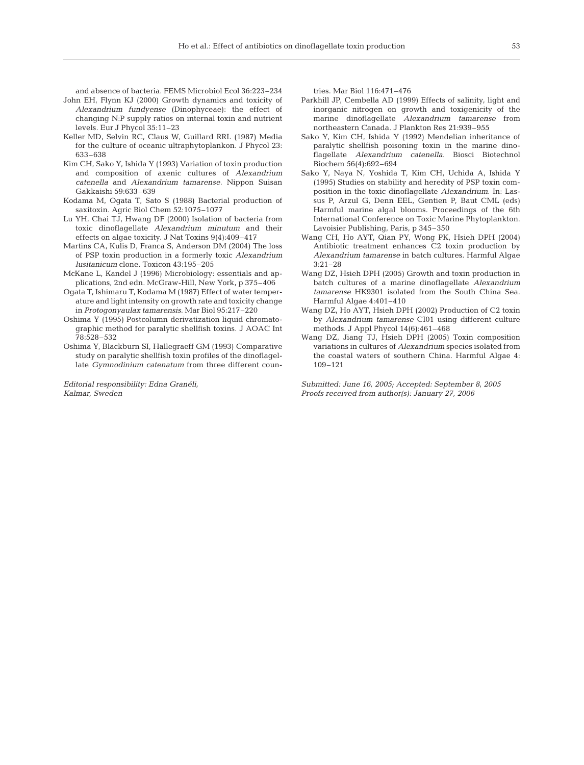and absence of bacteria. FEMS Microbiol Ecol 36:223–234

John EH, Flynn KJ (2000) Growth dynamics and toxicity of *Alexandrium fundyense* (Dinophyceae): the effect of changing N:P supply ratios on internal toxin and nutrient levels. Eur J Phycol 35:11–23

Keller MD, Selvin RC, Claus W, Guillard RRL (1987) Media for the culture of oceanic ultraphytoplankon. J Phycol 23: 633–638

Kim CH, Sako Y, Ishida Y (1993) Variation of toxin production and composition of axenic cultures of *Alexandrium catenella* and *Alexandrium tamarense*. Nippon Suisan Gakkaishi 59:633–639

Kodama M, Ogata T, Sato S (1988) Bacterial production of saxitoxin. Agric Biol Chem 52:1075–1077

Lu YH, Chai TJ, Hwang DF (2000) Isolation of bacteria from toxic dinoflagellate *Alexandrium minutum* and their effects on algae toxicity. J Nat Toxins 9(4):409–417

Martins CA, Kulis D, Franca S, Anderson DM (2004) The loss of PSP toxin production in a formerly toxic *Alexandrium lusitanicum* clone. Toxicon 43:195–205

McKane L, Kandel J (1996) Microbiology: essentials and applications, 2nd edn. McGraw-Hill, New York, p 375–406

Ogata T, Ishimaru T, Kodama M (1987) Effect of water temperature and light intensity on growth rate and toxicity change in *Protogonyaulax tamarensis*. Mar Biol 95:217–220

Oshima Y (1995) Postcolumn derivatization liquid chromatographic method for paralytic shellfish toxins. J AOAC Int 78:528–532

Oshima Y, Blackburn SI, Hallegraeff GM (1993) Comparative study on paralytic shellfish toxin profiles of the dinoflagellate *Gymnodinium catenatum* from three different countries. Mar Biol 116:471–476

Parkhill JP, Cembella AD (1999) Effects of salinity, light and inorganic nitrogen on growth and toxigenicity of the marine dinoflagellate *Alexandrium tamarense* from northeastern Canada. J Plankton Res 21:939–955

Sako Y, Kim CH, Ishida Y (1992) Mendelian inheritance of paralytic shellfish poisoning toxin in the marine dinoflagellate *Alexandrium catenella*. Biosci Biotechnol Biochem 56(4):692–694

Sako Y, Naya N, Yoshida T, Kim CH, Uchida A, Ishida Y (1995) Studies on stability and heredity of PSP toxin composition in the toxic dinoflagellate *Alexandrium*. In: Lassus P, Arzul G, Denn EEL, Gentien P, Baut CML (eds) Harmful marine algal blooms. Proceedings of the 6th International Conference on Toxic Marine Phytoplankton. Lavoisier Publishing, Paris, p 345–350

Wang CH, Ho AYT, Qian PY, Wong PK, Hsieh DPH (2004) Antibiotic treatment enhances C2 toxin production by *Alexandrium tamarense* in batch cultures. Harmful Algae 3:21–28

Wang DZ, Hsieh DPH (2005) Growth and toxin production in batch cultures of a marine dinoflagellate *Alexandrium tamarense* HK9301 isolated from the South China Sea. Harmful Algae 4:401–410

Wang DZ, Ho AYT, Hsieh DPH (2002) Production of C2 toxin by *Alexandrium tamarense* CI01 using different culture methods. J Appl Phycol 14(6):461–468

Wang DZ, Jiang TJ, Hsieh DPH (2005) Toxin composition variations in cultures of *Alexandrium* species isolated from the coastal waters of southern China. Harmful Algae 4: 109–121

*Editorial responsibility: Edna Granéli, Kalmar, Sweden*

*Submitted: June 16, 2005; Accepted: September 8, 2005*
*Proofs received from author(s): January 27, 2006*